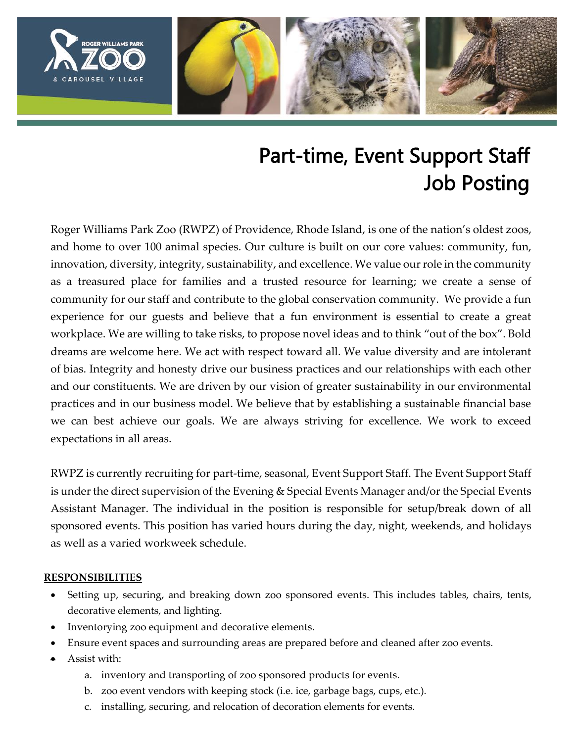# Part-time, Event Support Staff
# Job Posting

Roger Williams Park Zoo (RWPZ) of Providence, Rhode Island, is one of the nation's oldest zoos, and home to over 100 animal species. Our culture is built on our core values: community, fun, innovation, diversity, integrity, sustainability, and excellence. We value our role in the community as a treasured place for families and a trusted resource for learning; we create a sense of community for our staff and contribute to the global conservation community. We provide a fun experience for our guests and believe that a fun environment is essential to create a great workplace. We are willing to take risks, to propose novel ideas and to think "out of the box". Bold dreams are welcome here. We act with respect toward all. We value diversity and are intolerant of bias. Integrity and honesty drive our business practices and our relationships with each other and our constituents. We are driven by our vision of greater sustainability in our environmental practices and in our business model. We believe that by establishing a sustainable financial base we can best achieve our goals. We are always striving for excellence. We work to exceed expectations in all areas.

RWPZ is currently recruiting for part-time, seasonal, Event Support Staff. The Event Support Staff is under the direct supervision of the Evening & Special Events Manager and/or the Special Events Assistant Manager. The individual in the position is responsible for setup/break down of all sponsored events. This position has varied hours during the day, night, weekends, and holidays as well as a varied workweek schedule.

**RESPONSIBILITIES**

- Setting up, securing, and breaking down zoo sponsored events. This includes tables, chairs, tents, decorative elements, and lighting.
- Inventorying zoo equipment and decorative elements.
- Ensure event spaces and surrounding areas are prepared before and cleaned after zoo events.
- Assist with:
  a. inventory and transporting of zoo sponsored products for events.
  b. zoo event vendors with keeping stock (i.e. ice, garbage bags, cups, etc.).
  c. installing, securing, and relocation of decoration elements for events.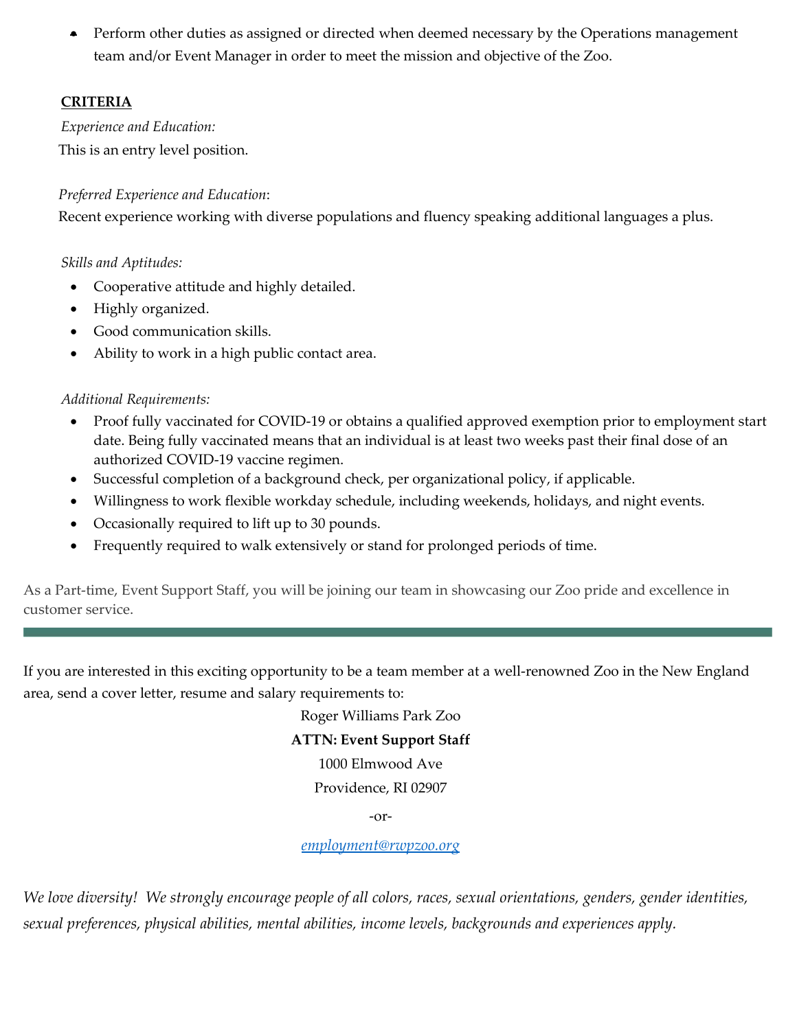- Perform other duties as assigned or directed when deemed necessary by the Operations management team and/or Event Manager in order to meet the mission and objective of the Zoo.

**CRITERIA**

*Experience and Education:*

This is an entry level position.

*Preferred Experience and Education*:

Recent experience working with diverse populations and fluency speaking additional languages a plus.

*Skills and Aptitudes:*

- Cooperative attitude and highly detailed.
- Highly organized.
- Good communication skills.
- Ability to work in a high public contact area.

*Additional Requirements:*

- Proof fully vaccinated for COVID-19 or obtains a qualified approved exemption prior to employment start date. Being fully vaccinated means that an individual is at least two weeks past their final dose of an authorized COVID-19 vaccine regimen.
- Successful completion of a background check, per organizational policy, if applicable.
- Willingness to work flexible workday schedule, including weekends, holidays, and night events.
- Occasionally required to lift up to 30 pounds.
- Frequently required to walk extensively or stand for prolonged periods of time.

As a Part-time, Event Support Staff, you will be joining our team in showcasing our Zoo pride and excellence in customer service.

---

If you are interested in this exciting opportunity to be a team member at a well-renowned Zoo in the New England area, send a cover letter, resume and salary requirements to:

Roger Williams Park Zoo

**ATTN: Event Support Staff**

1000 Elmwood Ave

Providence, RI 02907

-or-

*employment@rwpzoo.org*

*We love diversity! We strongly encourage people of all colors, races, sexual orientations, genders, gender identities, sexual preferences, physical abilities, mental abilities, income levels, backgrounds and experiences apply.*